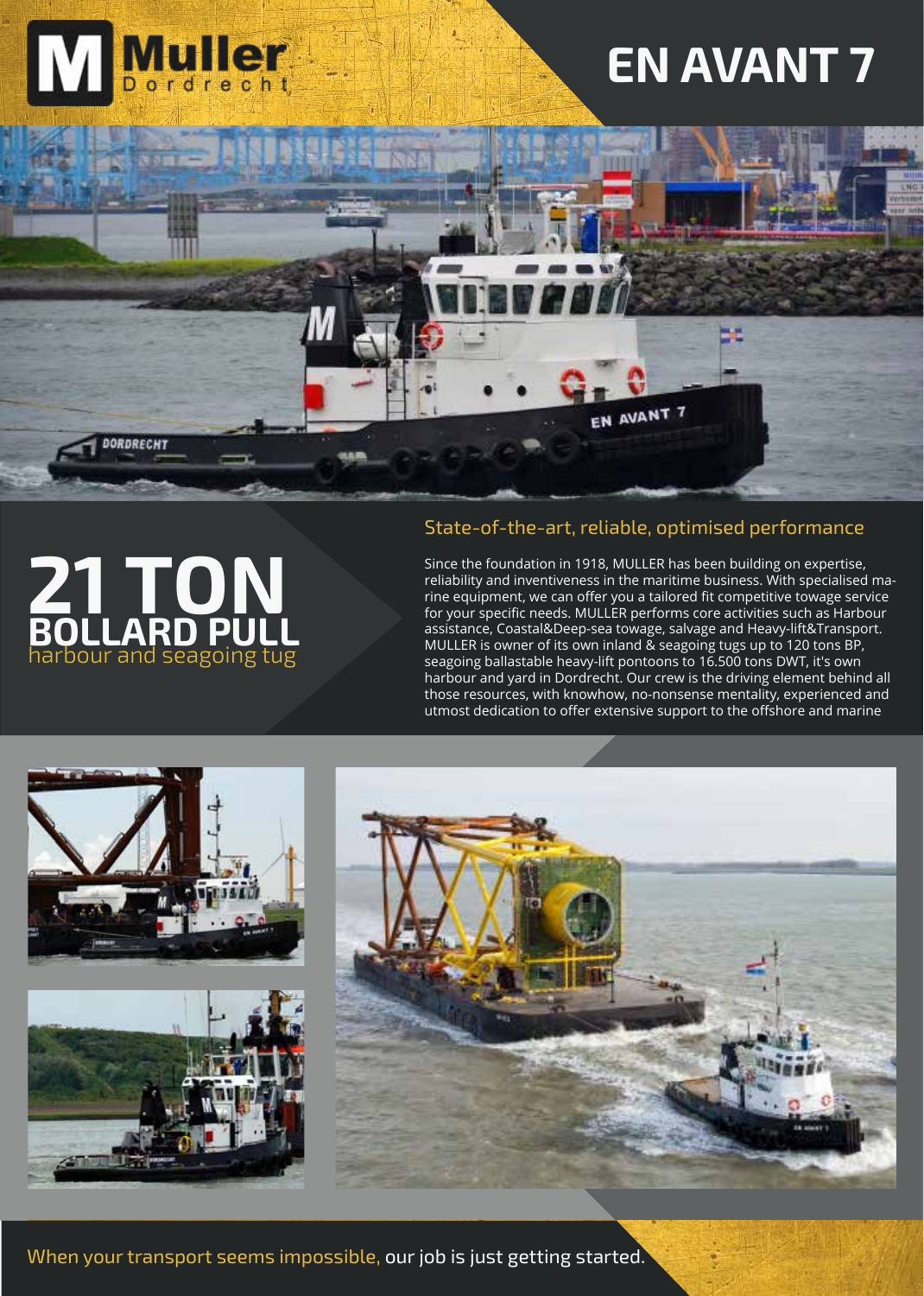Muller Dordrecht

# EN AVANT 7

## 21 TON BOLLARD PULL

harbour and seagoing tug

### State-of-the-art, reliable, optimised performance

Since the foundation in 1918, MULLER has been building on expertise, reliability and inventiveness in the maritime business. With specialised marine equipment, we can offer you a tailored fit competitive towage service for your specific needs. MULLER performs core activities such as Harbour assistance, Coastal&Deep-sea towage, salvage and Heavy-lift&Transport. MULLER is owner of its own inland & seagoing tugs up to 120 tons BP, seagoing ballastable heavy-lift pontoons to 16.500 tons DWT, it's own harbour and yard in Dordrecht. Our crew is the driving element behind all those resources, with knowhow, no-nonsense mentality, experienced and utmost dedication to offer extensive support to the offshore and marine

When your transport seems impossible, our job is just getting started.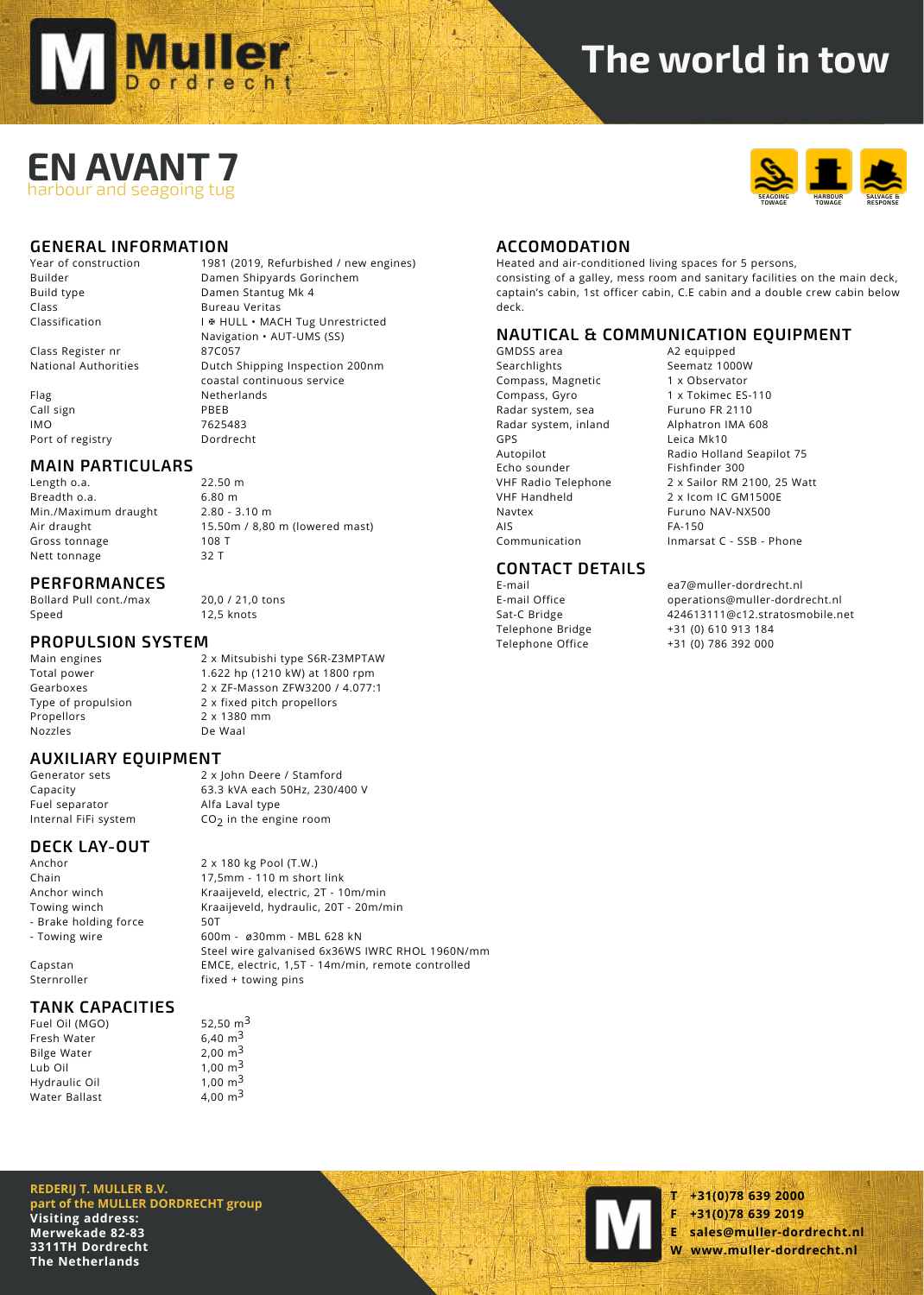Muller Dordrecht

# The world in tow

# EN AVANT 7

harbour and seagoing tug

SEAGOING TOWAGE HARBOUR TOWAGE SALVAGE & RESPONSE

## GENERAL INFORMATION

| | |
|---|---|
| Year of construction | 1981 (2019, Refurbished / new engines) |
| Builder | Damen Shipyards Gorinchem |
| Build type | Damen Stantug Mk 4 |
| Class | Bureau Veritas |
| Classification | I ✠ HULL • MACH Tug Unrestricted Navigation • AUT-UMS (SS) |
| Class Register nr | 87C057 |
| National Authorities | Dutch Shipping Inspection 200nm coastal continuous service |
| Flag | Netherlands |
| Call sign | PBEB |
| IMO | 7625483 |
| Port of registry | Dordrecht |

## MAIN PARTICULARS

| | |
|---|---|
| Length o.a. | 22.50 m |
| Breadth o.a. | 6.80 m |
| Min./Maximum draught | 2.80 - 3.10 m |
| Air draught | 15.50m / 8,80 m (lowered mast) |
| Gross tonnage | 108 T |
| Nett tonnage | 32 T |

## PERFORMANCES

| | |
|---|---|
| Bollard Pull cont./max | 20,0 / 21,0 tons |
| Speed | 12,5 knots |

## PROPULSION SYSTEM

| | |
|---|---|
| Main engines | 2 x Mitsubishi type S6R-Z3MPTAW |
| Total power | 1.622 hp (1210 kW) at 1800 rpm |
| Gearboxes | 2 x ZF-Masson ZFW3200 / 4.077:1 |
| Type of propulsion | 2 x fixed pitch propellors |
| Propellors | 2 x 1380 mm |
| Nozzles | De Waal |

## AUXILIARY EQUIPMENT

| | |
|---|---|
| Generator sets | 2 x John Deere / Stamford |
| Capacity | 63.3 kVA each 50Hz, 230/400 V |
| Fuel separator | Alfa Laval type |
| Internal FiFi system | $CO_2$ in the engine room |

## DECK LAY-OUT

| | |
|---|---|
| Anchor | 2 x 180 kg Pool (T.W.) |
| Chain | 17,5mm - 110 m short link |
| Anchor winch | Kraaijeveld, electric, 2T - 10m/min |
| Towing winch | Kraaijeveld, hydraulic, 20T - 20m/min |
| - Brake holding force | 50T |
| - Towing wire | 600m - ø30mm - MBL 628 kN Steel wire galvanised 6x36WS IWRC RHOL 1960N/mm |
| Capstan | EMCE, electric, 1,5T - 14m/min, remote controlled |
| Sternroller | fixed + towing pins |

## TANK CAPACITIES

| | |
|---|---|
| Fuel Oil (MGO) | 52,50 $m^3$ |
| Fresh Water | 6,40 $m^3$ |
| Bilge Water | 2,00 $m^3$ |
| Lub Oil | 1,00 $m^3$ |
| Hydraulic Oil | 1,00 $m^3$ |
| Water Ballast | 4,00 $m^3$ |

## ACCOMODATION

Heated and air-conditioned living spaces for 5 persons, consisting of a galley, mess room and sanitary facilities on the main deck, captain's cabin, 1st officer cabin, C.E cabin and a double crew cabin below deck.

## NAUTICAL & COMMUNICATION EQUIPMENT

| | |
|---|---|
| GMDSS area | A2 equipped |
| Searchlights | Seematz 1000W |
| Compass, Magnetic | 1 x Observator |
| Compass, Gyro | 1 x Tokimec ES-110 |
| Radar system, sea | Furuno FR 2110 |
| Radar system, inland | Alphatron IMA 608 |
| GPS | Leica Mk10 |
| Autopilot | Radio Holland Seapilot 75 |
| Echo sounder | Fishfinder 300 |
| VHF Radio Telephone | 2 x Sailor RM 2100, 25 Watt |
| VHF Handheld | 2 x Icom IC GM1500E |
| Navtex | Furuno NAV-NX500 |
| AIS | FA-150 |
| Communication | Inmarsat C - SSB - Phone |

## CONTACT DETAILS

| | |
|---|---|
| E-mail | ea7@muller-dordrecht.nl |
| E-mail Office | operations@muller-dordrecht.nl |
| Sat-C Bridge | 424613111@c12.stratosmobile.net |
| Telephone Bridge | +31 (0) 610 913 184 |
| Telephone Office | +31 (0) 786 392 000 |

**REDERIJ T. MULLER B.V.**
**part of the MULLER DORDRECHT group**
**Visiting address:**
**Merwekade 82-83**
**3311TH Dordrecht**
**The Netherlands**

**T +31(0)78 639 2000**
**F +31(0)78 639 2019**
**E sales@muller-dordrecht.nl**
**W www.muller-dordrecht.nl**